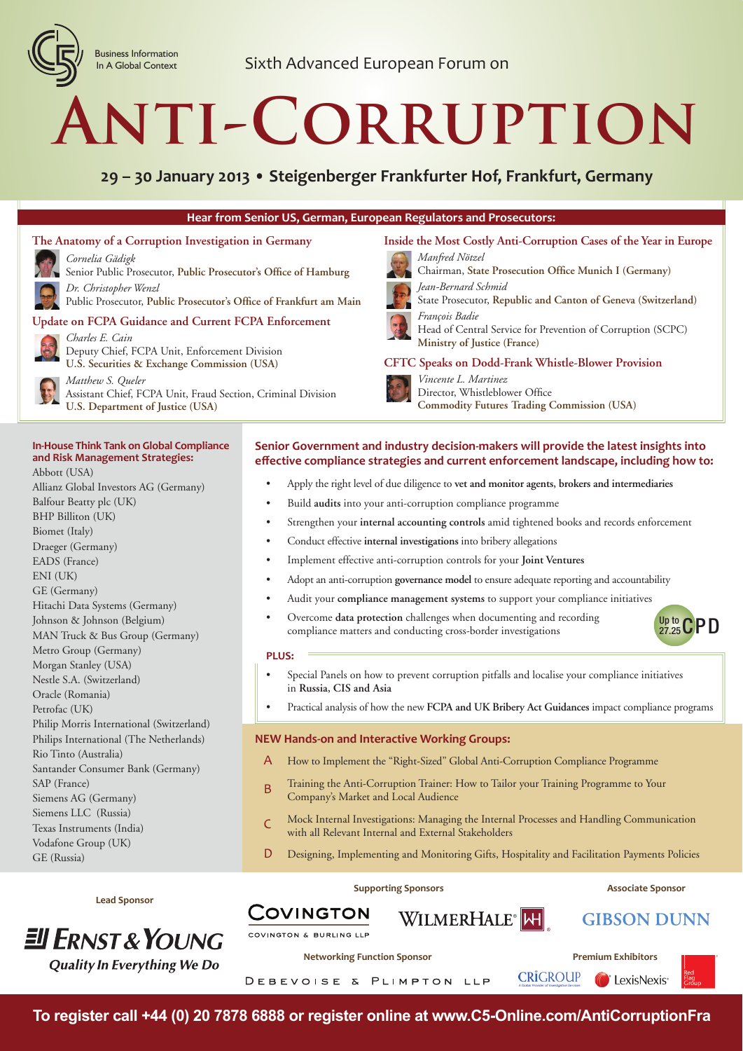Business Information In A Global Context

Sixth Advanced European Forum on

# Anti-Corruption

## 29 – 30 January 2013 • Steigenberger Frankfurter Hof, Frankfurt, Germany

### Hear from Senior US, German, European Regulators and Prosecutors:

**The Anatomy of a Corruption Investigation in Germany**

*Cornelia Gädigk*
Senior Public Prosecutor, **Public Prosecutor's Office of Hamburg**

*Dr. Christopher Wenzl*
Public Prosecutor, **Public Prosecutor's Office of Frankfurt am Main**

**Update on FCPA Guidance and Current FCPA Enforcement**

*Charles E. Cain*
Deputy Chief, FCPA Unit, Enforcement Division
**U.S. Securities & Exchange Commission (USA)**

*Matthew S. Queler*
Assistant Chief, FCPA Unit, Fraud Section, Criminal Division
**U.S. Department of Justice (USA)**

**Inside the Most Costly Anti-Corruption Cases of the Year in Europe**

*Manfred Nötzel*
Chairman, **State Prosecution Office Munich I (Germany)**

*Jean-Bernard Schmid*
State Prosecutor, **Republic and Canton of Geneva (Switzerland)**

*François Badie*
Head of Central Service for Prevention of Corruption (SCPC)
**Ministry of Justice (France)**

**CFTC Speaks on Dodd-Frank Whistle-Blower Provision**

*Vincente L. Martinez*
Director, Whistleblower Office
**Commodity Futures Trading Commission (USA)**

**In-House Think Tank on Global Compliance and Risk Management Strategies:**

- Abbott (USA)
- Allianz Global Investors AG (Germany)
- Balfour Beatty plc (UK)
- BHP Billiton (UK)
- Biomet (Italy)
- Draeger (Germany)
- EADS (France)
- ENI (UK)
- GE (Germany)
- Hitachi Data Systems (Germany)
- Johnson & Johnson (Belgium)
- MAN Truck & Bus Group (Germany)
- Metro Group (Germany)
- Morgan Stanley (USA)
- Nestle S.A. (Switzerland)
- Oracle (Romania)
- Petrofac (UK)
- Philip Morris International (Switzerland)
- Philips International (The Netherlands)
- Rio Tinto (Australia)
- Santander Consumer Bank (Germany)
- SAP (France)
- Siemens AG (Germany)
- Siemens LLC (Russia)
- Texas Instruments (India)
- Vodafone Group (UK)
- GE (Russia)

**Senior Government and industry decision-makers will provide the latest insights into effective compliance strategies and current enforcement landscape, including how to:**

- Apply the right level of due diligence to **vet and monitor agents, brokers and intermediaries**
- Build **audits** into your anti-corruption compliance programme
- Strengthen your **internal accounting controls** amid tightened books and records enforcement
- Conduct effective **internal investigations** into bribery allegations
- Implement effective anti-corruption controls for your **Joint Ventures**
- Adopt an anti-corruption **governance model** to ensure adequate reporting and accountability
- Audit your **compliance management systems** to support your compliance initiatives
- Overcome **data protection** challenges when documenting and recording compliance matters and conducting cross-border investigations

Up to 27.25 CPD

**PLUS:**

- Special Panels on how to prevent corruption pitfalls and localise your compliance initiatives in **Russia, CIS and Asia**
- Practical analysis of how the new **FCPA and UK Bribery Act Guidances** impact compliance programs

**NEW Hands-on and Interactive Working Groups:**

- A How to Implement the "Right-Sized" Global Anti-Corruption Compliance Programme
- B Training the Anti-Corruption Trainer: How to Tailor your Training Programme to Your Company's Market and Local Audience
- C Mock Internal Investigations: Managing the Internal Processes and Handling Communication with all Relevant Internal and External Stakeholders
- D Designing, Implementing and Monitoring Gifts, Hospitality and Facilitation Payments Policies

**Lead Sponsor**
Ernst & Young — Quality In Everything We Do

**Supporting Sponsors**
Covington & Burling LLP; WilmerHale

**Associate Sponsor**
Gibson Dunn

**Networking Function Sponsor**
Debevoise & Plimpton LLP

**Premium Exhibitors**
CRiGROUP; LexisNexis; Red Flag Group

**To register call +44 (0) 20 7878 6888 or register online at www.C5-Online.com/AntiCorruptionFra**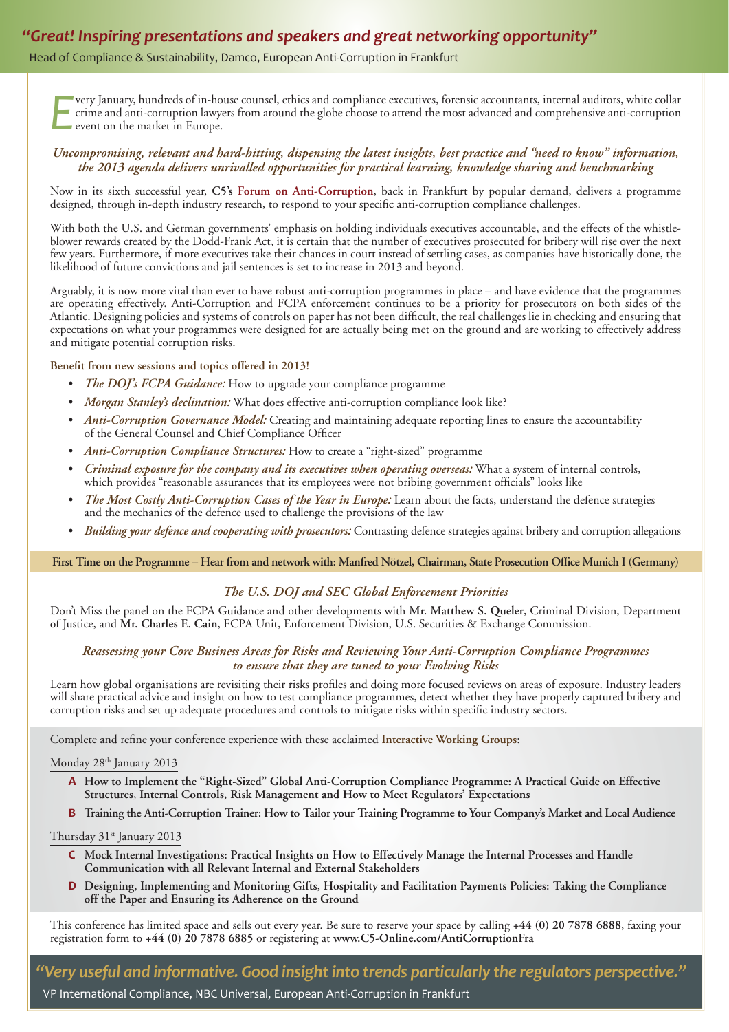*"Great! Inspiring presentations and speakers and great networking opportunity"*

Head of Compliance & Sustainability, Damco, European Anti-Corruption in Frankfurt

Every January, hundreds of in-house counsel, ethics and compliance executives, forensic accountants, internal auditors, white collar crime and anti-corruption lawyers from around the globe choose to attend the most advanced and comprehensive anti-corruption event on the market in Europe.

***Uncompromising, relevant and hard-hitting, dispensing the latest insights, best practice and "need to know" information, the 2013 agenda delivers unrivalled opportunities for practical learning, knowledge sharing and benchmarking***

Now in its sixth successful year, **C5's Forum on Anti-Corruption**, back in Frankfurt by popular demand, delivers a programme designed, through in-depth industry research, to respond to your specific anti-corruption compliance challenges.

With both the U.S. and German governments' emphasis on holding individuals executives accountable, and the effects of the whistle-blower rewards created by the Dodd-Frank Act, it is certain that the number of executives prosecuted for bribery will rise over the next few years. Furthermore, if more executives take their chances in court instead of settling cases, as companies have historically done, the likelihood of future convictions and jail sentences is set to increase in 2013 and beyond.

Arguably, it is now more vital than ever to have robust anti-corruption programmes in place – and have evidence that the programmes are operating effectively. Anti-Corruption and FCPA enforcement continues to be a priority for prosecutors on both sides of the Atlantic. Designing policies and systems of controls on paper has not been difficult, the real challenges lie in checking and ensuring that expectations on what your programmes were designed for are actually being met on the ground and are working to effectively address and mitigate potential corruption risks.

**Benefit from new sessions and topics offered in 2013!**

- *The DOJ's FCPA Guidance:* How to upgrade your compliance programme
- *Morgan Stanley's declination:* What does effective anti-corruption compliance look like?
- *Anti-Corruption Governance Model:* Creating and maintaining adequate reporting lines to ensure the accountability of the General Counsel and Chief Compliance Officer
- *Anti-Corruption Compliance Structures:* How to create a "right-sized" programme
- *Criminal exposure for the company and its executives when operating overseas:* What a system of internal controls, which provides "reasonable assurances that its employees were not bribing government officials" looks like
- *The Most Costly Anti-Corruption Cases of the Year in Europe:* Learn about the facts, understand the defence strategies and the mechanics of the defence used to challenge the provisions of the law
- *Building your defence and cooperating with prosecutors:* Contrasting defence strategies against bribery and corruption allegations

**First Time on the Programme – Hear from and network with: Manfred Nötzel, Chairman, State Prosecution Office Munich I (Germany)**

### *The U.S. DOJ and SEC Global Enforcement Priorities*

Don't Miss the panel on the FCPA Guidance and other developments with **Mr. Matthew S. Queler**, Criminal Division, Department of Justice, and **Mr. Charles E. Cain**, FCPA Unit, Enforcement Division, U.S. Securities & Exchange Commission.

### *Reassessing your Core Business Areas for Risks and Reviewing Your Anti-Corruption Compliance Programmes to ensure that they are tuned to your Evolving Risks*

Learn how global organisations are revisiting their risks profiles and doing more focused reviews on areas of exposure. Industry leaders will share practical advice and insight on how to test compliance programmes, detect whether they have properly captured bribery and corruption risks and set up adequate procedures and controls to mitigate risks within specific industry sectors.

Complete and refine your conference experience with these acclaimed **Interactive Working Groups**:

Monday 28th January 2013

- **A How to Implement the "Right-Sized" Global Anti-Corruption Compliance Programme: A Practical Guide on Effective Structures, Internal Controls, Risk Management and How to Meet Regulators' Expectations**
- **B Training the Anti-Corruption Trainer: How to Tailor your Training Programme to Your Company's Market and Local Audience**

Thursday 31st January 2013

- **C Mock Internal Investigations: Practical Insights on How to Effectively Manage the Internal Processes and Handle Communication with all Relevant Internal and External Stakeholders**
- **D Designing, Implementing and Monitoring Gifts, Hospitality and Facilitation Payments Policies: Taking the Compliance off the Paper and Ensuring its Adherence on the Ground**

This conference has limited space and sells out every year. Be sure to reserve your space by calling **+44 (0) 20 7878 6888**, faxing your registration form to **+44 (0) 20 7878 6885** or registering at **www.C5-Online.com/AntiCorruptionFra**

*"Very useful and informative. Good insight into trends particularly the regulators perspective."*

VP International Compliance, NBC Universal, European Anti-Corruption in Frankfurt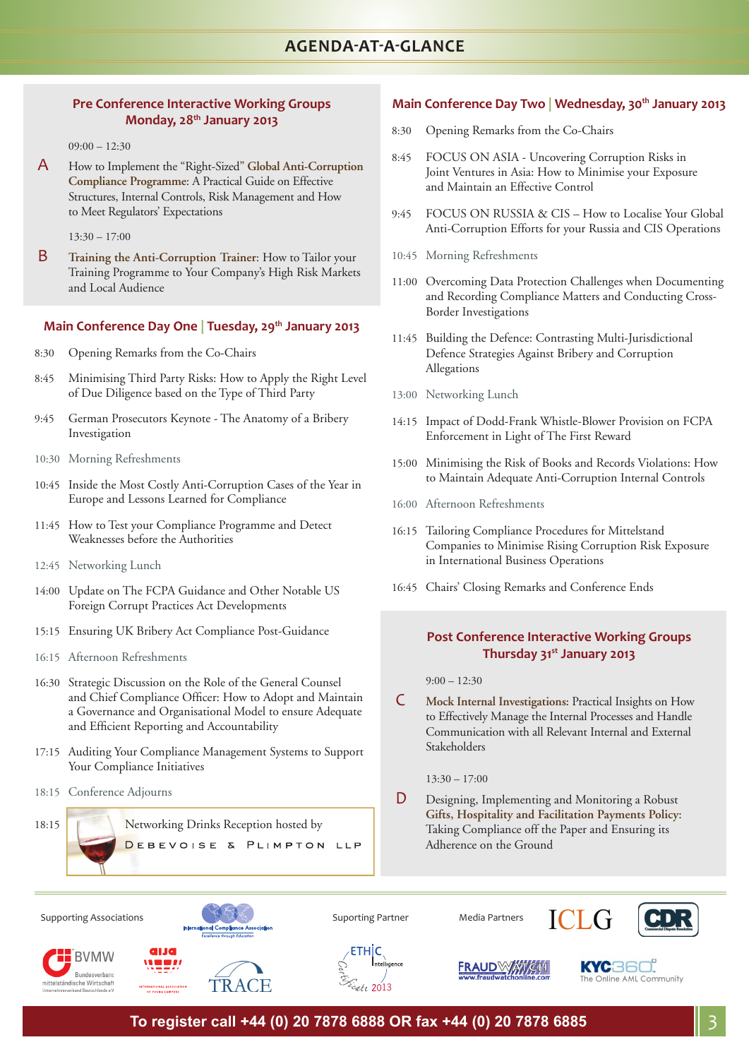# AGENDA-AT-A-GLANCE

## Pre Conference Interactive Working Groups
### Monday, 28th January 2013

09:00 – 12:30

**A** How to Implement the "Right-Sized" **Global Anti-Corruption Compliance Programme**: A Practical Guide on Effective Structures, Internal Controls, Risk Management and How to Meet Regulators' Expectations

13:30 – 17:00

**B** **Training the Anti-Corruption Trainer**: How to Tailor your Training Programme to Your Company's High Risk Markets and Local Audience

## Main Conference Day One | Tuesday, 29th January 2013

8:30 Opening Remarks from the Co-Chairs

8:45 Minimising Third Party Risks: How to Apply the Right Level of Due Diligence based on the Type of Third Party

9:45 German Prosecutors Keynote - The Anatomy of a Bribery Investigation

10:30 Morning Refreshments

10:45 Inside the Most Costly Anti-Corruption Cases of the Year in Europe and Lessons Learned for Compliance

11:45 How to Test your Compliance Programme and Detect Weaknesses before the Authorities

12:45 Networking Lunch

14:00 Update on The FCPA Guidance and Other Notable US Foreign Corrupt Practices Act Developments

15:15 Ensuring UK Bribery Act Compliance Post-Guidance

16:15 Afternoon Refreshments

16:30 Strategic Discussion on the Role of the General Counsel and Chief Compliance Officer: How to Adopt and Maintain a Governance and Organisational Model to ensure Adequate and Efficient Reporting and Accountability

17:15 Auditing Your Compliance Management Systems to Support Your Compliance Initiatives

18:15 Conference Adjourns

18:15 Networking Drinks Reception hosted by DEBEVOISE & PLIMPTON LLP

## Main Conference Day Two | Wednesday, 30th January 2013

8:30 Opening Remarks from the Co-Chairs

8:45 FOCUS ON ASIA - Uncovering Corruption Risks in Joint Ventures in Asia: How to Minimise your Exposure and Maintain an Effective Control

9:45 FOCUS ON RUSSIA & CIS – How to Localise Your Global Anti-Corruption Efforts for your Russia and CIS Operations

10:45 Morning Refreshments

11:00 Overcoming Data Protection Challenges when Documenting and Recording Compliance Matters and Conducting Cross-Border Investigations

11:45 Building the Defence: Contrasting Multi-Jurisdictional Defence Strategies Against Bribery and Corruption Allegations

13:00 Networking Lunch

14:15 Impact of Dodd-Frank Whistle-Blower Provision on FCPA Enforcement in Light of The First Reward

15:00 Minimising the Risk of Books and Records Violations: How to Maintain Adequate Anti-Corruption Internal Controls

16:00 Afternoon Refreshments

16:15 Tailoring Compliance Procedures for Mittelstand Companies to Minimise Rising Corruption Risk Exposure in International Business Operations

16:45 Chairs' Closing Remarks and Conference Ends

## Post Conference Interactive Working Groups
### Thursday 31st January 2013

9:00 – 12:30

**C** **Mock Internal Investigations:** Practical Insights on How to Effectively Manage the Internal Processes and Handle Communication with all Relevant Internal and External Stakeholders

13:30 – 17:00

**D** Designing, Implementing and Monitoring a Robust **Gifts, Hospitality and Facilitation Payments Policy**: Taking Compliance off the Paper and Ensuring its Adherence on the Ground

---

Supporting Associations: International Compliance Association, BVMW Bundesverband mittelständische Wirtschaft, AIJA, TRACE

Suporting Partner: ETHIC Intelligence Certificate 2013

Media Partners: ICLG, CDR, FraudWatch, KYC360 The Online AML Community

**To register call +44 (0) 20 7878 6888 OR fax +44 (0) 20 7878 6885**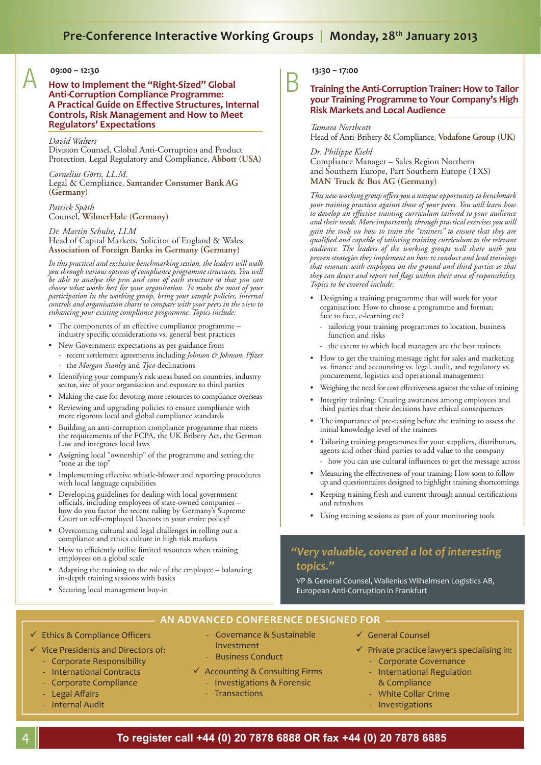# Pre-Conference Interactive Working Groups | Monday, 28th January 2013

## A

**09:00 – 12:30**

### How to Implement the "Right-Sized" Global Anti-Corruption Compliance Programme: A Practical Guide on Effective Structures, Internal Controls, Risk Management and How to Meet Regulators' Expectations

*David Walters*
Division Counsel, Global Anti-Corruption and Product Protection, Legal Regulatory and Compliance, **Abbott (USA)**

*Cornelius Görts, LL.M.*
Legal & Compliance, **Santander Consumer Bank AG (Germany)**

*Patrick Späth*
Counsel, **WilmerHale (Germany)**

*Dr. Martin Schulte, LLM*
Head of Capital Markets, Solicitor of England & Wales
**Association of Foreign Banks in Germany (Germany)**

*In this practical and exclusive benchmarking session, the leaders will walk you through various options of compliance programme structures. You will be able to analyse the pros and cons of each structure so that you can choose what works best for your organisation. To make the most of your participation in the working group, bring your sample policies, internal controls and organisation charts to compare with your peers in the view to enhancing your existing compliance programme. Topics include:*

- The components of an effective compliance programme – industry specific considerations vs. general best practices
- New Government expectations as per guidance from
  - recent settlement agreements including *Johnson & Johnson*, *Pfizer*
  - the *Morgan Stanley* and *Tyco* declinations
- Identifying your company's risk areas based on countries, industry sector, size of your organisation and exposure to third parties
- Making the case for devoting more resources to compliance overseas
- Reviewing and upgrading policies to ensure compliance with more rigorous local and global compliance standards
- Building an anti-corruption compliance programme that meets the requirements of the FCPA, the UK Bribery Act, the German Law and integrates local laws
- Assigning local "ownership" of the programme and setting the "tone at the top"
- Implementing effective whistle-blower and reporting procedures with local language capabilities
- Developing guidelines for dealing with local government officials, including employees of state-owned companies – how do you factor the recent ruling by Germany's Supreme Court on self-employed Doctors in your entire policy?
- Overcoming cultural and legal challenges in rolling out a compliance and ethics culture in high risk markets
- How to efficiently utilise limited resources when training employees on a global scale
- Adapting the training to the role of the employee – balancing in-depth training sessions with basics
- Securing local management buy-in

## B

**13:30 – 17:00**

### Training the Anti-Corruption Trainer: How to Tailor your Training Programme to Your Company's High Risk Markets and Local Audience

*Tamara Northcott*
Head of Anti-Bribery & Compliance, **Vodafone Group (UK)**

*Dr. Philippe Kiehl*
Compliance Manager – Sales Region Northern and Southern Europe, Part Southern Europe (TXS)
**MAN Truck & Bus AG (Germany)**

*This new working group offers you a unique opportunity to benchmark your training practices against those of your peers. You will learn how to develop an effective training curriculum tailored to your audience and their needs. More importantly, through practical exercises you will gain the tools on how to train the "trainers" to ensure that they are qualified and capable of tailoring training curriculum to the relevant audience. The leaders of the working groups will share with you proven strategies they implement on how to conduct and lead trainings that resonate with employees on the ground and third parties so that they can detect and report red flags within their area of responsibility. Topics to be covered include:*

- Designing a training programme that will work for your organisation: How to choose a programme and format; face to face, e-learning etc?
  - tailoring your training programmes to location, business function and risks
  - the extent to which local managers are the best trainers
- How to get the training message right for sales and marketing vs. finance and accounting vs. legal, audit, and regulatory vs. procurement, logistics and operational management
- Weighing the need for cost effectiveness against the value of training
- Integrity training: Creating awareness among employees and third parties that their decisions have ethical consequences
- The importance of pre-testing before the training to assess the initial knowledge level of the trainees
- Tailoring training programmes for your suppliers, distributors, agents and other third parties to add value to the company
  - how you can use cultural influences to get the message across
- Measuring the effectiveness of your training: How soon to follow up and questionnaires designed to highlight training shortcomings
- Keeping training fresh and current through annual certifications and refreshers
- Using training sessions as part of your monitoring tools

> *"Very valuable, covered a lot of interesting topics."*
>
> VP & General Counsel, Wallenius Wilhelmsen Logistics AB, European Anti-Corruption in Frankfurt

## AN ADVANCED CONFERENCE DESIGNED FOR

- ✓ Ethics & Compliance Officers
- ✓ Vice Presidents and Directors of:
  - Corporate Responsibility
  - International Contracts
  - Corporate Compliance
  - Legal Affairs
  - Internal Audit
  - Governance & Sustainable Investment
  - Business Conduct
- ✓ Accounting & Consulting Firms
  - Investigations & Forensic
  - Transactions
- ✓ General Counsel
- ✓ Private practice lawyers specialising in:
  - Corporate Governance
  - International Regulation & Compliance
  - White Collar Crime
  - Investigations

**To register call +44 (0) 20 7878 6888 OR fax +44 (0) 20 7878 6885**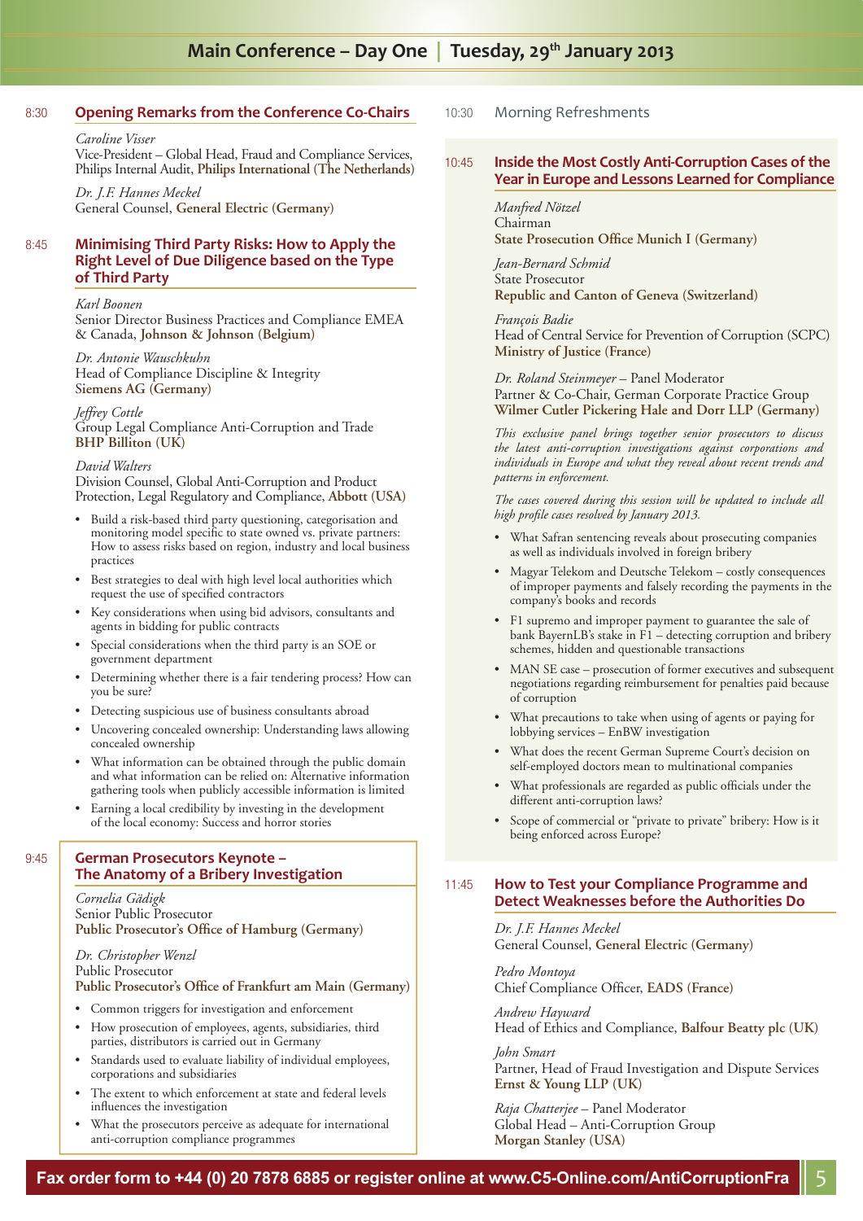# Main Conference – Day One | Tuesday, 29th January 2013

## 8:30 Opening Remarks from the Conference Co-Chairs

*Caroline Visser*
Vice-President – Global Head, Fraud and Compliance Services, Philips Internal Audit, **Philips International (The Netherlands)**

*Dr. J.F. Hannes Meckel*
General Counsel, **General Electric (Germany)**

## 8:45 Minimising Third Party Risks: How to Apply the Right Level of Due Diligence based on the Type of Third Party

*Karl Boonen*
Senior Director Business Practices and Compliance EMEA & Canada, **Johnson & Johnson (Belgium)**

*Dr. Antonie Wauschkuhn*
Head of Compliance Discipline & Integrity
**Siemens AG (Germany)**

*Jeffrey Cottle*
Group Legal Compliance Anti-Corruption and Trade
**BHP Billiton (UK)**

*David Walters*
Division Counsel, Global Anti-Corruption and Product Protection, Legal Regulatory and Compliance, **Abbott (USA)**

- Build a risk-based third party questioning, categorisation and monitoring model specific to state owned vs. private partners: How to assess risks based on region, industry and local business practices
- Best strategies to deal with high level local authorities which request the use of specified contractors
- Key considerations when using bid advisors, consultants and agents in bidding for public contracts
- Special considerations when the third party is an SOE or government department
- Determining whether there is a fair tendering process? How can you be sure?
- Detecting suspicious use of business consultants abroad
- Uncovering concealed ownership: Understanding laws allowing concealed ownership
- What information can be obtained through the public domain and what information can be relied on: Alternative information gathering tools when publicly accessible information is limited
- Earning a local credibility by investing in the development of the local economy: Success and horror stories

## 9:45 German Prosecutors Keynote – The Anatomy of a Bribery Investigation

*Cornelia Gädigk*
Senior Public Prosecutor
**Public Prosecutor's Office of Hamburg (Germany)**

*Dr. Christopher Wenzl*
Public Prosecutor
**Public Prosecutor's Office of Frankfurt am Main (Germany)**

- Common triggers for investigation and enforcement
- How prosecution of employees, agents, subsidiaries, third parties, distributors is carried out in Germany
- Standards used to evaluate liability of individual employees, corporations and subsidiaries
- The extent to which enforcement at state and federal levels influences the investigation
- What the prosecutors perceive as adequate for international anti-corruption compliance programmes

## 10:30 Morning Refreshments

## 10:45 Inside the Most Costly Anti-Corruption Cases of the Year in Europe and Lessons Learned for Compliance

*Manfred Nötzel*
Chairman
**State Prosecution Office Munich I (Germany)**

*Jean-Bernard Schmid*
State Prosecutor
**Republic and Canton of Geneva (Switzerland)**

*François Badie*
Head of Central Service for Prevention of Corruption (SCPC)
**Ministry of Justice (France)**

*Dr. Roland Steinmeyer* – Panel Moderator
Partner & Co-Chair, German Corporate Practice Group
**Wilmer Cutler Pickering Hale and Dorr LLP (Germany)**

*This exclusive panel brings together senior prosecutors to discuss the latest anti-corruption investigations against corporations and individuals in Europe and what they reveal about recent trends and patterns in enforcement.*

*The cases covered during this session will be updated to include all high profile cases resolved by January 2013.*

- What Safran sentencing reveals about prosecuting companies as well as individuals involved in foreign bribery
- Magyar Telekom and Deutsche Telekom – costly consequences of improper payments and falsely recording the payments in the company's books and records
- F1 supremo and improper payment to guarantee the sale of bank BayernLB's stake in F1 – detecting corruption and bribery schemes, hidden and questionable transactions
- MAN SE case – prosecution of former executives and subsequent negotiations regarding reimbursement for penalties paid because of corruption
- What precautions to take when using of agents or paying for lobbying services – EnBW investigation
- What does the recent German Supreme Court's decision on self-employed doctors mean to multinational companies
- What professionals are regarded as public officials under the different anti-corruption laws?
- Scope of commercial or "private to private" bribery: How is it being enforced across Europe?

## 11:45 How to Test your Compliance Programme and Detect Weaknesses before the Authorities Do

*Dr. J.F. Hannes Meckel*
General Counsel, **General Electric (Germany)**

*Pedro Montoya*
Chief Compliance Officer, **EADS (France)**

*Andrew Hayward*
Head of Ethics and Compliance, **Balfour Beatty plc (UK)**

*John Smart*
Partner, Head of Fraud Investigation and Dispute Services
**Ernst & Young LLP (UK)**

*Raja Chatterjee* – Panel Moderator
Global Head – Anti-Corruption Group
**Morgan Stanley (USA)**

**Fax order form to +44 (0) 20 7878 6885 or register online at www.C5-Online.com/AntiCorruptionFra**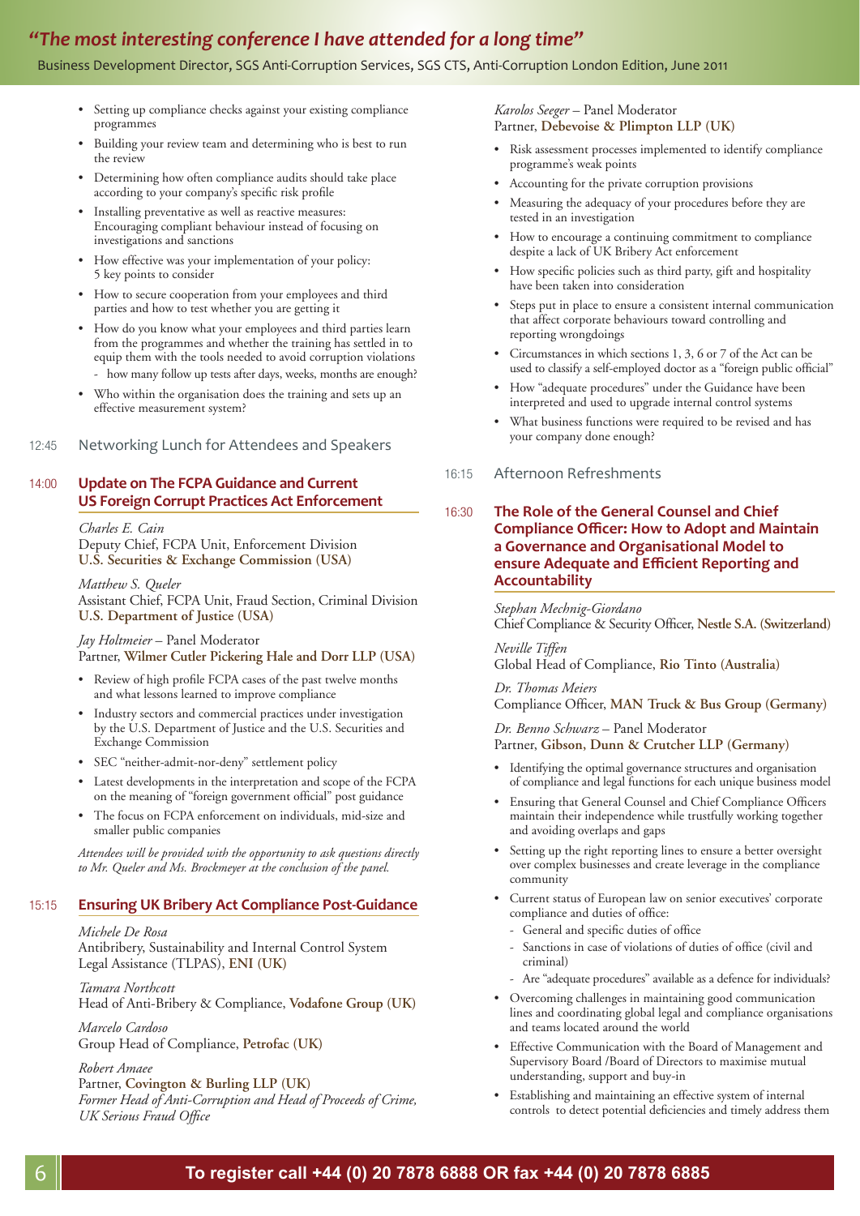*"The most interesting conference I have attended for a long time"*

Business Development Director, SGS Anti-Corruption Services, SGS CTS, Anti-Corruption London Edition, June 2011

- Setting up compliance checks against your existing compliance programmes
- Building your review team and determining who is best to run the review
- Determining how often compliance audits should take place according to your company's specific risk profile
- Installing preventative as well as reactive measures: Encouraging compliant behaviour instead of focusing on investigations and sanctions
- How effective was your implementation of your policy: 5 key points to consider
- How to secure cooperation from your employees and third parties and how to test whether you are getting it
- How do you know what your employees and third parties learn from the programmes and whether the training has settled in to equip them with the tools needed to avoid corruption violations
  - how many follow up tests after days, weeks, months are enough?
- Who within the organisation does the training and sets up an effective measurement system?

12:45 Networking Lunch for Attendees and Speakers

## 14:00 Update on The FCPA Guidance and Current US Foreign Corrupt Practices Act Enforcement

*Charles E. Cain*
Deputy Chief, FCPA Unit, Enforcement Division
**U.S. Securities & Exchange Commission (USA)**

*Matthew S. Queler*
Assistant Chief, FCPA Unit, Fraud Section, Criminal Division
**U.S. Department of Justice (USA)**

*Jay Holtmeier* – Panel Moderator
Partner, **Wilmer Cutler Pickering Hale and Dorr LLP (USA)**

- Review of high profile FCPA cases of the past twelve months and what lessons learned to improve compliance
- Industry sectors and commercial practices under investigation by the U.S. Department of Justice and the U.S. Securities and Exchange Commission
- SEC "neither-admit-nor-deny" settlement policy
- Latest developments in the interpretation and scope of the FCPA on the meaning of "foreign government official" post guidance
- The focus on FCPA enforcement on individuals, mid-size and smaller public companies

*Attendees will be provided with the opportunity to ask questions directly to Mr. Queler and Ms. Brockmeyer at the conclusion of the panel.*

## 15:15 Ensuring UK Bribery Act Compliance Post-Guidance

*Michele De Rosa*
Antibribery, Sustainability and Internal Control System Legal Assistance (TLPAS), **ENI (UK)**

*Tamara Northcott*
Head of Anti-Bribery & Compliance, **Vodafone Group (UK)**

*Marcelo Cardoso*
Group Head of Compliance, **Petrofac (UK)**

*Robert Amaee*
Partner, **Covington & Burling LLP (UK)**
*Former Head of Anti-Corruption and Head of Proceeds of Crime, UK Serious Fraud Office*

*Karolos Seeger* – Panel Moderator
Partner, **Debevoise & Plimpton LLP (UK)**

- Risk assessment processes implemented to identify compliance programme's weak points
- Accounting for the private corruption provisions
- Measuring the adequacy of your procedures before they are tested in an investigation
- How to encourage a continuing commitment to compliance despite a lack of UK Bribery Act enforcement
- How specific policies such as third party, gift and hospitality have been taken into consideration
- Steps put in place to ensure a consistent internal communication that affect corporate behaviours toward controlling and reporting wrongdoings
- Circumstances in which sections 1, 3, 6 or 7 of the Act can be used to classify a self-employed doctor as a "foreign public official"
- How "adequate procedures" under the Guidance have been interpreted and used to upgrade internal control systems
- What business functions were required to be revised and has your company done enough?

16:15 Afternoon Refreshments

## 16:30 The Role of the General Counsel and Chief Compliance Officer: How to Adopt and Maintain a Governance and Organisational Model to ensure Adequate and Efficient Reporting and Accountability

*Stephan Mechnig-Giordano*
Chief Compliance & Security Officer, **Nestle S.A. (Switzerland)**

*Neville Tiffen*
Global Head of Compliance, **Rio Tinto (Australia)**

*Dr. Thomas Meiers*
Compliance Officer, **MAN Truck & Bus Group (Germany)**

*Dr. Benno Schwarz* – Panel Moderator
Partner, **Gibson, Dunn & Crutcher LLP (Germany)**

- Identifying the optimal governance structures and organisation of compliance and legal functions for each unique business model
- Ensuring that General Counsel and Chief Compliance Officers maintain their independence while trustfully working together and avoiding overlaps and gaps
- Setting up the right reporting lines to ensure a better oversight over complex businesses and create leverage in the compliance community
- Current status of European law on senior executives' corporate compliance and duties of office:
  - General and specific duties of office
  - Sanctions in case of violations of duties of office (civil and criminal)
  - Are "adequate procedures" available as a defence for individuals?
- Overcoming challenges in maintaining good communication lines and coordinating global legal and compliance organisations and teams located around the world
- Effective Communication with the Board of Management and Supervisory Board /Board of Directors to maximise mutual understanding, support and buy-in
- Establishing and maintaining an effective system of internal controls to detect potential deficiencies and timely address them

**To register call +44 (0) 20 7878 6888 OR fax +44 (0) 20 7878 6885**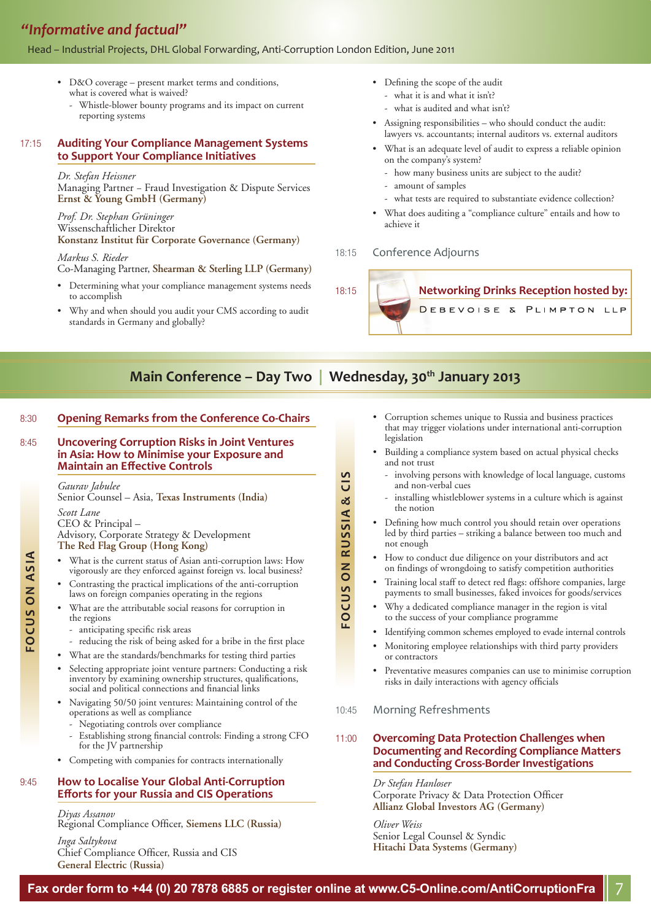*"Informative and factual"*

Head – Industrial Projects, DHL Global Forwarding, Anti-Corruption London Edition, June 2011

- D&O coverage – present market terms and conditions, what is covered what is waived?
  - Whistle-blower bounty programs and its impact on current reporting systems

17:15 **Auditing Your Compliance Management Systems to Support Your Compliance Initiatives**

*Dr. Stefan Heissner*
Managing Partner – Fraud Investigation & Dispute Services
**Ernst & Young GmbH (Germany)**

*Prof. Dr. Stephan Grüninger*
Wissenschaftlicher Direktor
**Konstanz Institut für Corporate Governance (Germany)**

*Markus S. Rieder*
Co-Managing Partner, **Shearman & Sterling LLP (Germany)**

- Determining what your compliance management systems needs to accomplish
- Why and when should you audit your CMS according to audit standards in Germany and globally?
- Defining the scope of the audit
  - what it is and what it isn't?
  - what is audited and what isn't?
- Assigning responsibilities – who should conduct the audit: lawyers vs. accountants; internal auditors vs. external auditors
- What is an adequate level of audit to express a reliable opinion on the company's system?
  - how many business units are subject to the audit?
  - amount of samples
  - what tests are required to substantiate evidence collection?
- What does auditing a "compliance culture" entails and how to achieve it

18:15 Conference Adjourns

18:15 **Networking Drinks Reception hosted by:** DEBEVOISE & PLIMPTON LLP

## Main Conference – Day Two | Wednesday, 30th January 2013

### FOCUS ON ASIA

8:30 **Opening Remarks from the Conference Co-Chairs**

8:45 **Uncovering Corruption Risks in Joint Ventures in Asia: How to Minimise your Exposure and Maintain an Effective Controls**

*Gaurav Jabulee*
Senior Counsel – Asia, **Texas Instruments (India)**

*Scott Lane*
CEO & Principal –
Advisory, Corporate Strategy & Development
**The Red Flag Group (Hong Kong)**

- What is the current status of Asian anti-corruption laws: How vigorously are they enforced against foreign vs. local business?
- Contrasting the practical implications of the anti-corruption laws on foreign companies operating in the regions
- What are the attributable social reasons for corruption in the regions
  - anticipating specific risk areas
  - reducing the risk of being asked for a bribe in the first place
- What are the standards/benchmarks for testing third parties
- Selecting appropriate joint venture partners: Conducting a risk inventory by examining ownership structures, qualifications, social and political connections and financial links
- Navigating 50/50 joint ventures: Maintaining control of the operations as well as compliance
  - Negotiating controls over compliance
  - Establishing strong financial controls: Finding a strong CFO for the JV partnership
- Competing with companies for contracts internationally

### FOCUS ON RUSSIA & CIS

9:45 **How to Localise Your Global Anti-Corruption Efforts for your Russia and CIS Operations**

*Diyas Assanov*
Regional Compliance Officer, **Siemens LLC (Russia)**

*Inga Saltykova*
Chief Compliance Officer, Russia and CIS
**General Electric (Russia)**

- Corruption schemes unique to Russia and business practices that may trigger violations under international anti-corruption legislation
- Building a compliance system based on actual physical checks and not trust
  - involving persons with knowledge of local language, customs and non-verbal cues
  - installing whistleblower systems in a culture which is against the notion
- Defining how much control you should retain over operations led by third parties – striking a balance between too much and not enough
- How to conduct due diligence on your distributors and act on findings of wrongdoing to satisfy competition authorities
- Training local staff to detect red flags: offshore companies, large payments to small businesses, faked invoices for goods/services
- Why a dedicated compliance manager in the region is vital to the success of your compliance programme
- Identifying common schemes employed to evade internal controls
- Monitoring employee relationships with third party providers or contractors
- Preventative measures companies can use to minimise corruption risks in daily interactions with agency officials

10:45 Morning Refreshments

11:00 **Overcoming Data Protection Challenges when Documenting and Recording Compliance Matters and Conducting Cross-Border Investigations**

*Dr Stefan Hanloser*
Corporate Privacy & Data Protection Officer
**Allianz Global Investors AG (Germany)**

*Oliver Weiss*
Senior Legal Counsel & Syndic
**Hitachi Data Systems (Germany)**

**Fax order form to +44 (0) 20 7878 6885 or register online at www.C5-Online.com/AntiCorruptionFra**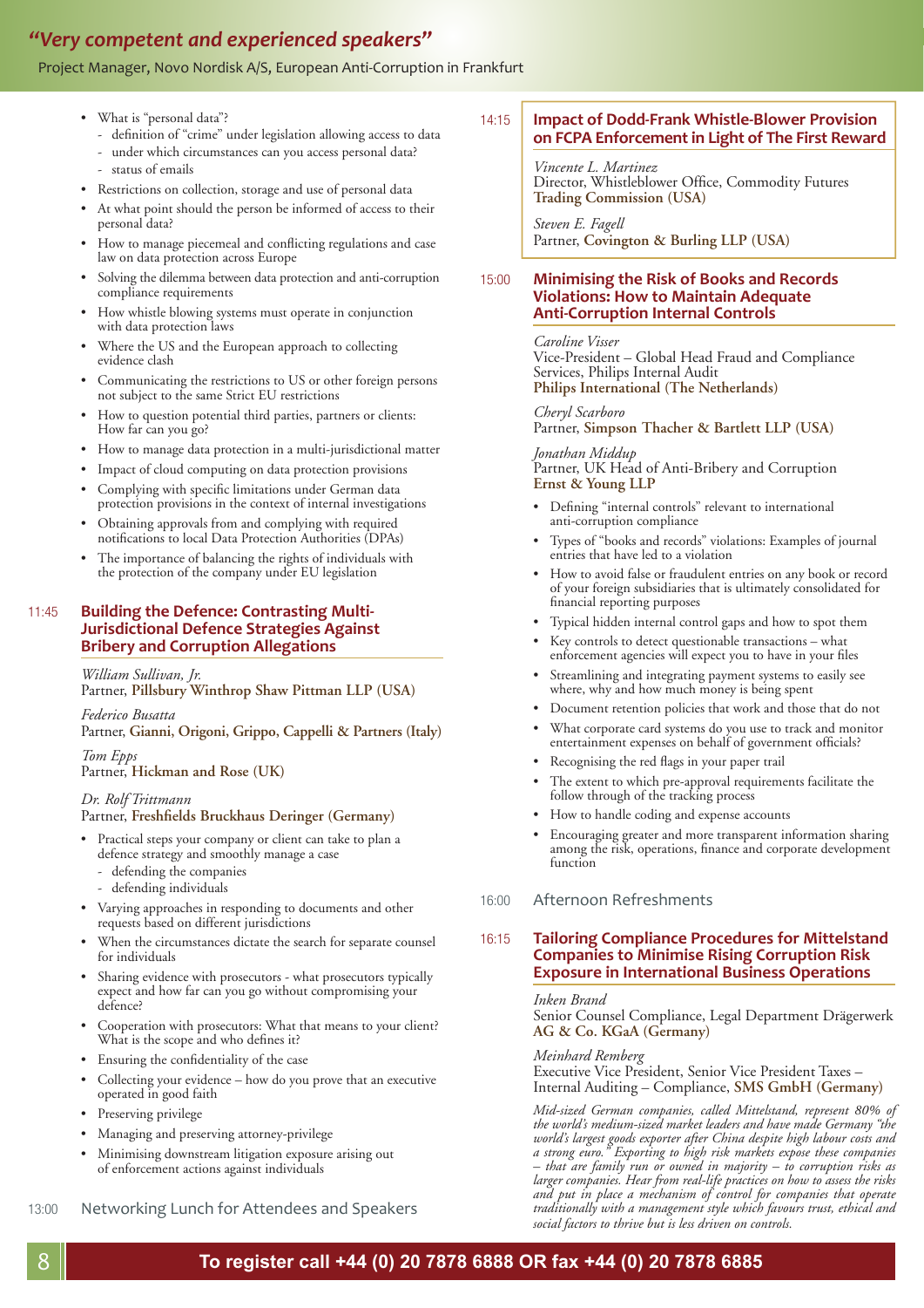*"Very competent and experienced speakers"*

Project Manager, Novo Nordisk A/S, European Anti-Corruption in Frankfurt

- What is "personal data"?
  - definition of "crime" under legislation allowing access to data
  - under which circumstances can you access personal data?
  - status of emails
- Restrictions on collection, storage and use of personal data
- At what point should the person be informed of access to their personal data?
- How to manage piecemeal and conflicting regulations and case law on data protection across Europe
- Solving the dilemma between data protection and anti-corruption compliance requirements
- How whistle blowing systems must operate in conjunction with data protection laws
- Where the US and the European approach to collecting evidence clash
- Communicating the restrictions to US or other foreign persons not subject to the same Strict EU restrictions
- How to question potential third parties, partners or clients: How far can you go?
- How to manage data protection in a multi-jurisdictional matter
- Impact of cloud computing on data protection provisions
- Complying with specific limitations under German data protection provisions in the context of internal investigations
- Obtaining approvals from and complying with required notifications to local Data Protection Authorities (DPAs)
- The importance of balancing the rights of individuals with the protection of the company under EU legislation

## 11:45 Building the Defence: Contrasting Multi-Jurisdictional Defence Strategies Against Bribery and Corruption Allegations

*William Sullivan, Jr.*
Partner, **Pillsbury Winthrop Shaw Pittman LLP (USA)**

*Federico Busatta*
Partner, **Gianni, Origoni, Grippo, Cappelli & Partners (Italy)**

*Tom Epps*
Partner, **Hickman and Rose (UK)**

*Dr. Rolf Trittmann*
Partner, **Freshfields Bruckhaus Deringer (Germany)**

- Practical steps your company or client can take to plan a defence strategy and smoothly manage a case
  - defending the companies
  - defending individuals
- Varying approaches in responding to documents and other requests based on different jurisdictions
- When the circumstances dictate the search for separate counsel for individuals
- Sharing evidence with prosecutors - what prosecutors typically expect and how far can you go without compromising your defence?
- Cooperation with prosecutors: What that means to your client? What is the scope and who defines it?
- Ensuring the confidentiality of the case
- Collecting your evidence – how do you prove that an executive operated in good faith
- Preserving privilege
- Managing and preserving attorney-privilege
- Minimising downstream litigation exposure arising out of enforcement actions against individuals

## 13:00 Networking Lunch for Attendees and Speakers

## 14:15 Impact of Dodd-Frank Whistle-Blower Provision on FCPA Enforcement in Light of The First Reward

*Vincente L. Martinez*
Director, Whistleblower Office, Commodity Futures **Trading Commission (USA)**

*Steven E. Fagell*
Partner, **Covington & Burling LLP (USA)**

## 15:00 Minimising the Risk of Books and Records Violations: How to Maintain Adequate Anti-Corruption Internal Controls

*Caroline Visser*
Vice-President – Global Head Fraud and Compliance Services, Philips Internal Audit
**Philips International (The Netherlands)**

*Cheryl Scarboro*
Partner, **Simpson Thacher & Bartlett LLP (USA)**

*Jonathan Middup*
Partner, UK Head of Anti-Bribery and Corruption
**Ernst & Young LLP**

- Defining "internal controls" relevant to international anti-corruption compliance
- Types of "books and records" violations: Examples of journal entries that have led to a violation
- How to avoid false or fraudulent entries on any book or record of your foreign subsidiaries that is ultimately consolidated for financial reporting purposes
- Typical hidden internal control gaps and how to spot them
- Key controls to detect questionable transactions – what enforcement agencies will expect you to have in your files
- Streamlining and integrating payment systems to easily see where, why and how much money is being spent
- Document retention policies that work and those that do not
- What corporate card systems do you use to track and monitor entertainment expenses on behalf of government officials?
- Recognising the red flags in your paper trail
- The extent to which pre-approval requirements facilitate the follow through of the tracking process
- How to handle coding and expense accounts
- Encouraging greater and more transparent information sharing among the risk, operations, finance and corporate development function

## 16:00 Afternoon Refreshments

## 16:15 Tailoring Compliance Procedures for Mittelstand Companies to Minimise Rising Corruption Risk Exposure in International Business Operations

*Inken Brand*
Senior Counsel Compliance, Legal Department Drägerwerk **AG & Co. KGaA (Germany)**

*Meinhard Remberg*
Executive Vice President, Senior Vice President Taxes – Internal Auditing – Compliance, **SMS GmbH (Germany)**

*Mid-sized German companies, called Mittelstand, represent 80% of the world's medium-sized market leaders and have made Germany "the world's largest goods exporter after China despite high labour costs and a strong euro." Exporting to high risk markets expose these companies – that are family run or owned in majority – to corruption risks as larger companies. Hear from real-life practices on how to assess the risks and put in place a mechanism of control for companies that operate traditionally with a management style which favours trust, ethical and social factors to thrive but is less driven on controls.*

**To register call +44 (0) 20 7878 6888 OR fax +44 (0) 20 7878 6885**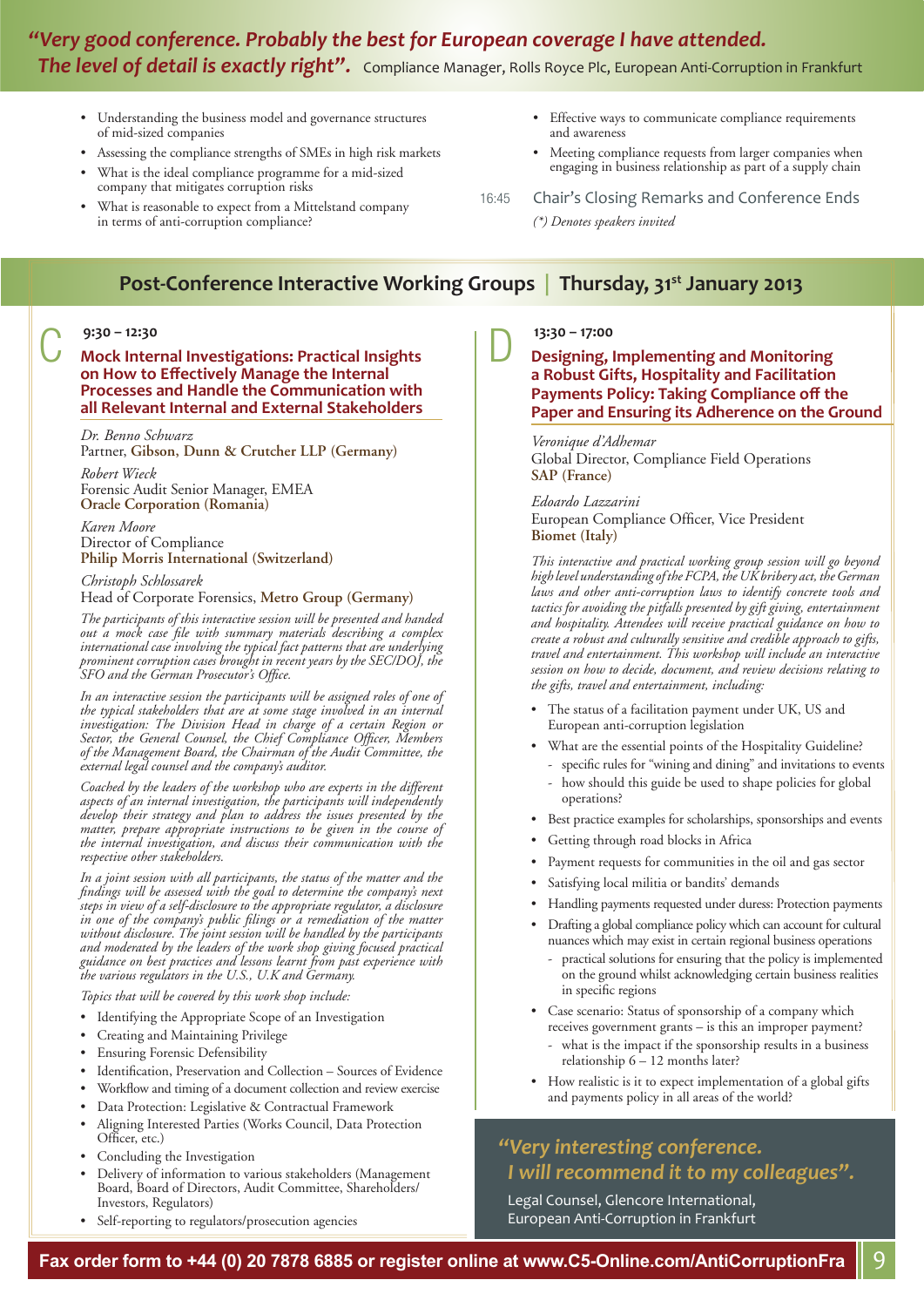*"Very good conference. Probably the best for European coverage I have attended. The level of detail is exactly right".* Compliance Manager, Rolls Royce Plc, European Anti-Corruption in Frankfurt

- Understanding the business model and governance structures of mid-sized companies
- Assessing the compliance strengths of SMEs in high risk markets
- What is the ideal compliance programme for a mid-sized company that mitigates corruption risks
- What is reasonable to expect from a Mittelstand company in terms of anti-corruption compliance?
- Effective ways to communicate compliance requirements and awareness
- Meeting compliance requests from larger companies when engaging in business relationship as part of a supply chain

16:45 Chair's Closing Remarks and Conference Ends

*(\*) Denotes speakers invited*

## Post-Conference Interactive Working Groups | Thursday, 31st January 2013

### C

**9:30 – 12:30**

### Mock Internal Investigations: Practical Insights on How to Effectively Manage the Internal Processes and Handle the Communication with all Relevant Internal and External Stakeholders

*Dr. Benno Schwarz*
Partner, **Gibson, Dunn & Crutcher LLP (Germany)**

*Robert Wieck*
Forensic Audit Senior Manager, EMEA
**Oracle Corporation (Romania)**

*Karen Moore*
Director of Compliance
**Philip Morris International (Switzerland)**

*Christoph Schlossarek*
Head of Corporate Forensics, **Metro Group (Germany)**

*The participants of this interactive session will be presented and handed out a mock case file with summary materials describing a complex international case involving the typical fact patterns that are underlying prominent corruption cases brought in recent years by the SEC/DOJ, the SFO and the German Prosecutor's Office.*

*In an interactive session the participants will be assigned roles of one of the typical stakeholders that are at some stage involved in an internal investigation: The Division Head in charge of a certain Region or Sector, the General Counsel, the Chief Compliance Officer, Members of the Management Board, the Chairman of the Audit Committee, the external legal counsel and the company's auditor.*

*Coached by the leaders of the workshop who are experts in the different aspects of an internal investigation, the participants will independently develop their strategy and plan to address the issues presented by the matter, prepare appropriate instructions to be given in the course of the internal investigation, and discuss their communication with the respective other stakeholders.*

*In a joint session with all participants, the status of the matter and the findings will be assessed with the goal to determine the company's next steps in view of a self-disclosure to the appropriate regulator, a disclosure in one of the company's public filings or a remediation of the matter without disclosure. The joint session will be handled by the participants and moderated by the leaders of the work shop giving focused practical guidance on best practices and lessons learnt from past experience with the various regulators in the U.S., U.K and Germany.*

*Topics that will be covered by this work shop include:*

- Identifying the Appropriate Scope of an Investigation
- Creating and Maintaining Privilege
- Ensuring Forensic Defensibility
- Identification, Preservation and Collection – Sources of Evidence
- Workflow and timing of a document collection and review exercise
- Data Protection: Legislative & Contractual Framework
- Aligning Interested Parties (Works Council, Data Protection Officer, etc.)
- Concluding the Investigation
- Delivery of information to various stakeholders (Management Board, Board of Directors, Audit Committee, Shareholders/Investors, Regulators)
- Self-reporting to regulators/prosecution agencies

### D

**13:30 – 17:00**

### Designing, Implementing and Monitoring a Robust Gifts, Hospitality and Facilitation Payments Policy: Taking Compliance off the Paper and Ensuring its Adherence on the Ground

*Veronique d'Adhemar*
Global Director, Compliance Field Operations
**SAP (France)**

*Edoardo Lazzarini*
European Compliance Officer, Vice President
**Biomet (Italy)**

*This interactive and practical working group session will go beyond high level understanding of the FCPA, the UK bribery act, the German laws and other anti-corruption laws to identify concrete tools and tactics for avoiding the pitfalls presented by gift giving, entertainment and hospitality. Attendees will receive practical guidance on how to create a robust and culturally sensitive and credible approach to gifts, travel and entertainment. This workshop will include an interactive session on how to decide, document, and review decisions relating to the gifts, travel and entertainment, including:*

- The status of a facilitation payment under UK, US and European anti-corruption legislation
- What are the essential points of the Hospitality Guideline?
  - specific rules for "wining and dining" and invitations to events
  - how should this guide be used to shape policies for global operations?
- Best practice examples for scholarships, sponsorships and events
- Getting through road blocks in Africa
- Payment requests for communities in the oil and gas sector
- Satisfying local militia or bandits' demands
- Handling payments requested under duress: Protection payments
- Drafting a global compliance policy which can account for cultural nuances which may exist in certain regional business operations
  - practical solutions for ensuring that the policy is implemented on the ground whilst acknowledging certain business realities in specific regions
- Case scenario: Status of sponsorship of a company which receives government grants – is this an improper payment?
  - what is the impact if the sponsorship results in a business relationship 6 – 12 months later?
- How realistic is it to expect implementation of a global gifts and payments policy in all areas of the world?

*"Very interesting conference. I will recommend it to my colleagues".*
Legal Counsel, Glencore International, European Anti-Corruption in Frankfurt

**Fax order form to +44 (0) 20 7878 6885 or register online at www.C5-Online.com/AntiCorruptionFra**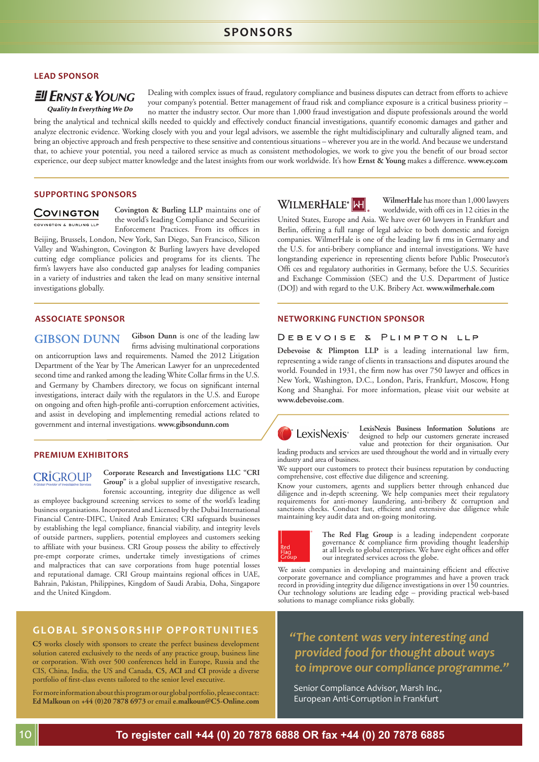# SPONSORS

## LEAD SPONSOR

**ERNST & YOUNG**
*Quality In Everything We Do*

Dealing with complex issues of fraud, regulatory compliance and business disputes can detract from efforts to achieve your company's potential. Better management of fraud risk and compliance exposure is a critical business priority – no matter the industry sector. Our more than 1,000 fraud investigation and dispute professionals around the world bring the analytical and technical skills needed to quickly and effectively conduct financial investigations, quantify economic damages and gather and analyze electronic evidence. Working closely with you and your legal advisors, we assemble the right multidisciplinary and culturally aligned team, and bring an objective approach and fresh perspective to these sensitive and contentious situations – wherever you are in the world. And because we understand that, to achieve your potential, you need a tailored service as much as consistent methodologies, we work to give you the benefit of our broad sector experience, our deep subject matter knowledge and the latest insights from our work worldwide. It's how **Ernst & Young** makes a difference. **www.ey.com**

## SUPPORTING SPONSORS

**COVINGTON**
COVINGTON & BURLING LLP

**Covington & Burling LLP** maintains one of the world's leading Compliance and Securities Enforcement Practices. From its offices in Beijing, Brussels, London, New York, San Diego, San Francisco, Silicon Valley and Washington, Covington & Burling lawyers have developed cutting edge compliance policies and programs for its clients. The firm's lawyers have also conducted gap analyses for leading companies in a variety of industries and taken the lead on many sensitive internal investigations globally.

**WILMERHALE®**

**WilmerHale** has more than 1,000 lawyers worldwide, with offices in 12 cities in the United States, Europe and Asia. We have over 60 lawyers in Frankfurt and Berlin, offering a full range of legal advice to both domestic and foreign companies. WilmerHale is one of the leading law firms in Germany and the U.S. for anti-bribery compliance and internal investigations. We have longstanding experience in representing clients before Public Prosecutor's Offices and regulatory authorities in Germany, before the U.S. Securities and Exchange Commission (SEC) and the U.S. Department of Justice (DOJ) and with regard to the U.K. Bribery Act. **www.wilmerhale.com**

## ASSOCIATE SPONSOR

**GIBSON DUNN**

**Gibson Dunn** is one of the leading law firms advising multinational corporations on anticorruption laws and requirements. Named the 2012 Litigation Department of the Year by The American Lawyer for an unprecedented second time and ranked among the leading White Collar firms in the U.S. and Germany by Chambers directory, we focus on significant internal investigations, interact daily with the regulators in the U.S. and Europe on ongoing and often high-profile anti-corruption enforcement activities, and assist in developing and implementing remedial actions related to government and internal investigations. **www.gibsondunn.com**

## NETWORKING FUNCTION SPONSOR

**DEBEVOISE & PLIMPTON LLP**

**Debevoise & Plimpton LLP** is a leading international law firm, representing a wide range of clients in transactions and disputes around the world. Founded in 1931, the firm now has over 750 lawyer and offices in New York, Washington, D.C., London, Paris, Frankfurt, Moscow, Hong Kong and Shanghai. For more information, please visit our website at **www.debevoise.com**.

## PREMIUM EXHIBITORS

**CRIGROUP**
A Global Provider of Investigative Services

**Corporate Research and Investigations LLC "CRI Group"** is a global supplier of investigative research, forensic accounting, integrity due diligence as well as employee background screening services to some of the world's leading business organisations. Incorporated and Licensed by the Dubai International Financial Centre-DIFC, United Arab Emirates; CRI safeguards businesses by establishing the legal compliance, financial viability, and integrity levels of outside partners, suppliers, potential employees and customers seeking to affiliate with your business. CRI Group possess the ability to effectively pre-empt corporate crimes, undertake timely investigations of crimes and malpractices that can save corporations from huge potential losses and reputational damage. CRI Group maintains regional offices in UAE, Bahrain, Pakistan, Philippines, Kingdom of Saudi Arabia, Doha, Singapore and the United Kingdom.

**LexisNexis®**

**LexisNexis Business Information Solutions** are designed to help our customers generate increased value and protection for their organisation. Our leading products and services are used throughout the world and in virtually every industry and area of business.

We support our customers to protect their business reputation by conducting comprehensive, cost effective due diligence and screening.

Know your customers, agents and suppliers better through enhanced due diligence and in-depth screening. We help companies meet their regulatory requirements for anti-money laundering, anti-bribery & corruption and sanctions checks. Conduct fast, efficient and extensive due diligence while maintaining key audit data and on-going monitoring.

**Red Flag Group**

**The Red Flag Group** is a leading independent corporate governance & compliance firm providing thought leadership at all levels to global enterprises. We have eight offices and offer our integrated services across the globe.

We assist companies in developing and maintaining efficient and effective corporate governance and compliance programmes and have a proven track record in providing integrity due diligence investigations in over 150 countries. Our technology solutions are leading edge – providing practical web-based solutions to manage compliance risks globally.

## GLOBAL SPONSORSHIP OPPORTUNITIES

**C5** works closely with sponsors to create the perfect business development solution catered exclusively to the needs of any practice group, business line or corporation. With over 500 conferences held in Europe, Russia and the CIS, China, India, the US and Canada, **C5, ACI** and **CI** provide a diverse portfolio of first-class events tailored to the senior level executive.

For more information about this program or our global portfolio, please contact: **Ed Malkoun** on **+44 (0)20 7878 6973** or email **e.malkoun@C5-Online.com**

*"The content was very interesting and provided food for thought about ways to improve our compliance programme."*

Senior Compliance Advisor, Marsh Inc., European Anti-Corruption in Frankfurt

**To register call +44 (0) 20 7878 6888 OR fax +44 (0) 20 7878 6885**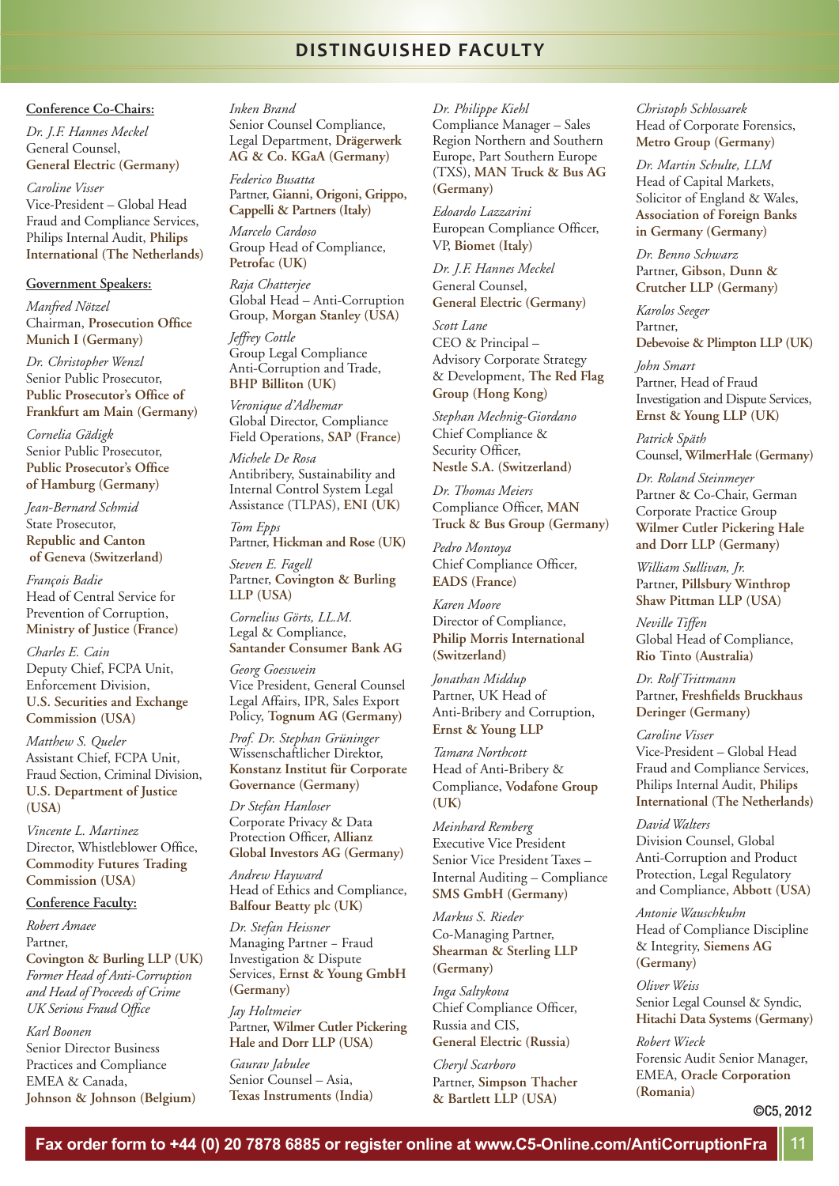# DISTINGUISHED FACULTY

**Conference Co-Chairs:**

*Dr. J.F. Hannes Meckel*
General Counsel,
**General Electric (Germany)**

*Caroline Visser*
Vice-President – Global Head Fraud and Compliance Services, Philips Internal Audit, **Philips International (The Netherlands)**

**Government Speakers:**

*Manfred Nötzel*
Chairman, **Prosecution Office Munich I (Germany)**

*Dr. Christopher Wenzl*
Senior Public Prosecutor,
**Public Prosecutor's Office of Frankfurt am Main (Germany)**

*Cornelia Gädigk*
Senior Public Prosecutor,
**Public Prosecutor's Office of Hamburg (Germany)**

*Jean-Bernard Schmid*
State Prosecutor,
**Republic and Canton of Geneva (Switzerland)**

*François Badie*
Head of Central Service for Prevention of Corruption,
**Ministry of Justice (France)**

*Charles E. Cain*
Deputy Chief, FCPA Unit, Enforcement Division,
**U.S. Securities and Exchange Commission (USA)**

*Matthew S. Queler*
Assistant Chief, FCPA Unit, Fraud Section, Criminal Division,
**U.S. Department of Justice (USA)**

*Vincente L. Martinez*
Director, Whistleblower Office,
**Commodity Futures Trading Commission (USA)**

**Conference Faculty:**

*Robert Amaee*
Partner,
**Covington & Burling LLP (UK)**
*Former Head of Anti-Corruption and Head of Proceeds of Crime UK Serious Fraud Office*

*Karl Boonen*
Senior Director Business Practices and Compliance EMEA & Canada,
**Johnson & Johnson (Belgium)**

*Inken Brand*
Senior Counsel Compliance, Legal Department, **Drägerwerk AG & Co. KGaA (Germany)**

*Federico Busatta*
Partner, **Gianni, Origoni, Grippo, Cappelli & Partners (Italy)**

*Marcelo Cardoso*
Group Head of Compliance,
**Petrofac (UK)**

*Raja Chatterjee*
Global Head – Anti-Corruption Group, **Morgan Stanley (USA)**

*Jeffrey Cottle*
Group Legal Compliance Anti-Corruption and Trade,
**BHP Billiton (UK)**

*Veronique d'Adhemar*
Global Director, Compliance Field Operations, **SAP (France)**

*Michele De Rosa*
Antibribery, Sustainability and Internal Control System Legal Assistance (TLPAS), **ENI (UK)**

*Tom Epps*
Partner, **Hickman and Rose (UK)**

*Steven E. Fagell*
Partner, **Covington & Burling LLP (USA)**

*Cornelius Görts, LL.M.*
Legal & Compliance,
**Santander Consumer Bank AG**

*Georg Goesswein*
Vice President, General Counsel Legal Affairs, IPR, Sales Export Policy, **Tognum AG (Germany)**

*Prof. Dr. Stephan Grüninger*
Wissenschaftlicher Direktor,
**Konstanz Institut für Corporate Governance (Germany)**

*Dr Stefan Hanloser*
Corporate Privacy & Data Protection Officer, **Allianz Global Investors AG (Germany)**

*Andrew Hayward*
Head of Ethics and Compliance,
**Balfour Beatty plc (UK)**

*Dr. Stefan Heissner*
Managing Partner – Fraud Investigation & Dispute Services, **Ernst & Young GmbH (Germany)**

*Jay Holtmeier*
Partner, **Wilmer Cutler Pickering Hale and Dorr LLP (USA)**

*Gaurav Jabulee*
Senior Counsel – Asia,
**Texas Instruments (India)**

*Dr. Philippe Kiehl*
Compliance Manager – Sales Region Northern and Southern Europe, Part Southern Europe (TXS), **MAN Truck & Bus AG (Germany)**

*Edoardo Lazzarini*
European Compliance Officer, VP, **Biomet (Italy)**

*Dr. J.F. Hannes Meckel*
General Counsel,
**General Electric (Germany)**

*Scott Lane*
CEO & Principal – Advisory Corporate Strategy & Development, **The Red Flag Group (Hong Kong)**

*Stephan Mechnig-Giordano*
Chief Compliance & Security Officer,
**Nestle S.A. (Switzerland)**

*Dr. Thomas Meiers*
Compliance Officer, **MAN Truck & Bus Group (Germany)**

*Pedro Montoya*
Chief Compliance Officer,
**EADS (France)**

*Karen Moore*
Director of Compliance,
**Philip Morris International (Switzerland)**

*Jonathan Middup*
Partner, UK Head of Anti-Bribery and Corruption,
**Ernst & Young LLP**

*Tamara Northcott*
Head of Anti-Bribery & Compliance, **Vodafone Group (UK)**

*Meinhard Remberg*
Executive Vice President Senior Vice President Taxes – Internal Auditing – Compliance
**SMS GmbH (Germany)**

*Markus S. Rieder*
Co-Managing Partner,
**Shearman & Sterling LLP (Germany)**

*Inga Saltykova*
Chief Compliance Officer, Russia and CIS,
**General Electric (Russia)**

*Cheryl Scarboro*
Partner, **Simpson Thacher & Bartlett LLP (USA)**

*Christoph Schlossarek*
Head of Corporate Forensics,
**Metro Group (Germany)**

*Dr. Martin Schulte, LLM*
Head of Capital Markets, Solicitor of England & Wales,
**Association of Foreign Banks in Germany (Germany)**

*Dr. Benno Schwarz*
Partner, **Gibson, Dunn & Crutcher LLP (Germany)**

*Karolos Seeger*
Partner,
**Debevoise & Plimpton LLP (UK)**

*John Smart*
Partner, Head of Fraud Investigation and Dispute Services,
**Ernst & Young LLP (UK)**

*Patrick Späth*
Counsel, **WilmerHale (Germany)**

*Dr. Roland Steinmeyer*
Partner & Co-Chair, German Corporate Practice Group
**Wilmer Cutler Pickering Hale and Dorr LLP (Germany)**

*William Sullivan, Jr.*
Partner, **Pillsbury Winthrop Shaw Pittman LLP (USA)**

*Neville Tiffen*
Global Head of Compliance,
**Rio Tinto (Australia)**

*Dr. Rolf Trittmann*
Partner, **Freshfields Bruckhaus Deringer (Germany)**

*Caroline Visser*
Vice-President – Global Head Fraud and Compliance Services, Philips Internal Audit, **Philips International (The Netherlands)**

*David Walters*
Division Counsel, Global Anti-Corruption and Product Protection, Legal Regulatory and Compliance, **Abbott (USA)**

*Antonie Wauschkuhn*
Head of Compliance Discipline & Integrity, **Siemens AG (Germany)**

*Oliver Weiss*
Senior Legal Counsel & Syndic,
**Hitachi Data Systems (Germany)**

*Robert Wieck*
Forensic Audit Senior Manager, EMEA, **Oracle Corporation (Romania)**

©C5, 2012

**Fax order form to +44 (0) 20 7878 6885 or register online at www.C5-Online.com/AntiCorruptionFra**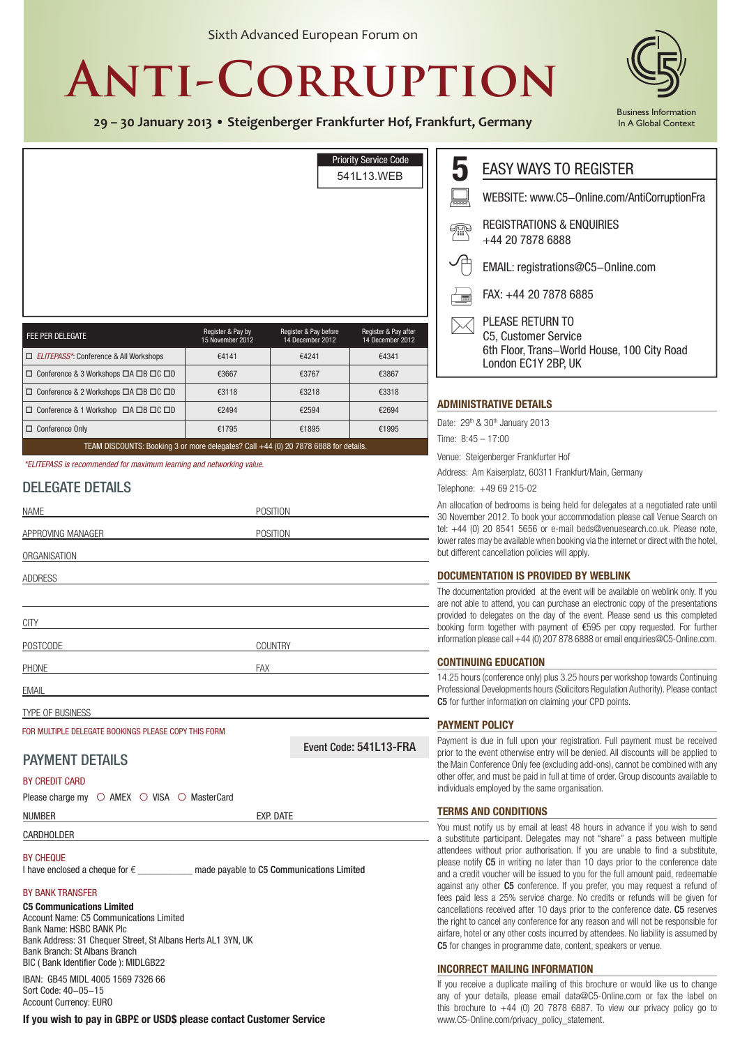Sixth Advanced European Forum on

# Anti-Corruption

**29 – 30 January 2013 • Steigenberger Frankfurter Hof, Frankfurt, Germany**

C5 Business Information In A Global Context

Priority Service Code
541L13.WEB

| FEE PER DELEGATE | Register & Pay by 15 November 2012 | Register & Pay before 14 December 2012 | Register & Pay after 14 December 2012 |
|---|---|---|---|
| ☐ *ELITEPASS\**: Conference & All Workshops | €4141 | €4241 | €4341 |
| ☐ Conference & 3 Workshops ☐A ☐B ☐C ☐D | €3667 | €3767 | €3867 |
| ☐ Conference & 2 Workshops ☐A ☐B ☐C ☐D | €3118 | €3218 | €3318 |
| ☐ Conference & 1 Workshop ☐A ☐B ☐C ☐D | €2494 | €2594 | €2694 |
| ☐ Conference Only | €1795 | €1895 | €1995 |
| TEAM DISCOUNTS: Booking 3 or more delegates? Call +44 (0) 20 7878 6888 for details. | | | |

*\*ELITEPASS is recommended for maximum learning and networking value.*

## DELEGATE DETAILS

NAME ____________ POSITION ____________

APPROVING MANAGER ____________ POSITION ____________

ORGANISATION ____________

ADDRESS ____________

CITY ____________

POSTCODE ____________ COUNTRY ____________

PHONE ____________ FAX ____________

EMAIL ____________

TYPE OF BUSINESS ____________

FOR MULTIPLE DELEGATE BOOKINGS PLEASE COPY THIS FORM

**Event Code: 541L13-FRA**

## PAYMENT DETAILS

BY CREDIT CARD

Please charge my ○ AMEX ○ VISA ○ MasterCard

NUMBER ____________ EXP. DATE ____________

CARDHOLDER ____________

BY CHEQUE

I have enclosed a cheque for € __________ made payable to **C5 Communications Limited**

BY BANK TRANSFER

**C5 Communications Limited**
Account Name: C5 Communications Limited
Bank Name: HSBC BANK Plc
Bank Address: 31 Chequer Street, St Albans Herts AL1 3YN, UK
Bank Branch: St Albans Branch
BIC ( Bank Identifier Code ): MIDLGB22

IBAN: GB45 MIDL 4005 1569 7326 66
Sort Code: 40–05–15
Account Currency: EURO

**If you wish to pay in GBP£ or USD$ please contact Customer Service**

## 5 EASY WAYS TO REGISTER

WEBSITE: www.C5–Online.com/AntiCorruptionFra

REGISTRATIONS & ENQUIRIES
+44 20 7878 6888

EMAIL: registrations@C5–Online.com

FAX: +44 20 7878 6885

PLEASE RETURN TO
C5, Customer Service
6th Floor, Trans–World House, 100 City Road
London EC1Y 2BP, UK

### ADMINISTRATIVE DETAILS

Date: 29th & 30th January 2013

Time: 8:45 – 17:00

Venue: Steigenberger Frankfurter Hof

Address: Am Kaiserplatz, 60311 Frankfurt/Main, Germany

Telephone: +49 69 215-02

An allocation of bedrooms is being held for delegates at a negotiated rate until 30 November 2012. To book your accommodation please call Venue Search on tel: +44 (0) 20 8541 5656 or e-mail beds@venuesearch.co.uk. Please note, lower rates may be available when booking via the internet or direct with the hotel, but different cancellation policies will apply.

### DOCUMENTATION IS PROVIDED BY WEBLINK

The documentation provided at the event will be available on weblink only. If you are not able to attend, you can purchase an electronic copy of the presentations provided to delegates on the day of the event. Please send us this completed booking form together with payment of €595 per copy requested. For further information please call +44 (0) 207 878 6888 or email enquiries@C5-Online.com.

### CONTINUING EDUCATION

14.25 hours (conference only) plus 3.25 hours per workshop towards Continuing Professional Developments hours (Solicitors Regulation Authority). Please contact **C5** for further information on claiming your CPD points.

### PAYMENT POLICY

Payment is due in full upon your registration. Full payment must be received prior to the event otherwise entry will be denied. All discounts will be applied to the Main Conference Only fee (excluding add-ons), cannot be combined with any other offer, and must be paid in full at time of order. Group discounts available to individuals employed by the same organisation.

### TERMS AND CONDITIONS

You must notify us by email at least 48 hours in advance if you wish to send a substitute participant. Delegates may not "share" a pass between multiple attendees without prior authorisation. If you are unable to find a substitute, please notify **C5** in writing no later than 10 days prior to the conference date and a credit voucher will be issued to you for the full amount paid, redeemable against any other **C5** conference. If you prefer, you may request a refund of fees paid less a 25% service charge. No credits or refunds will be given for cancellations received after 10 days prior to the conference date. **C5** reserves the right to cancel any conference for any reason and will not be responsible for airfare, hotel or any other costs incurred by attendees. No liability is assumed by **C5** for changes in programme date, content, speakers or venue.

### INCORRECT MAILING INFORMATION

If you receive a duplicate mailing of this brochure or would like us to change any of your details, please email data@C5-Online.com or fax the label on this brochure to +44 (0) 20 7878 6887. To view our privacy policy go to www.C5-Online.com/privacy_policy_statement.